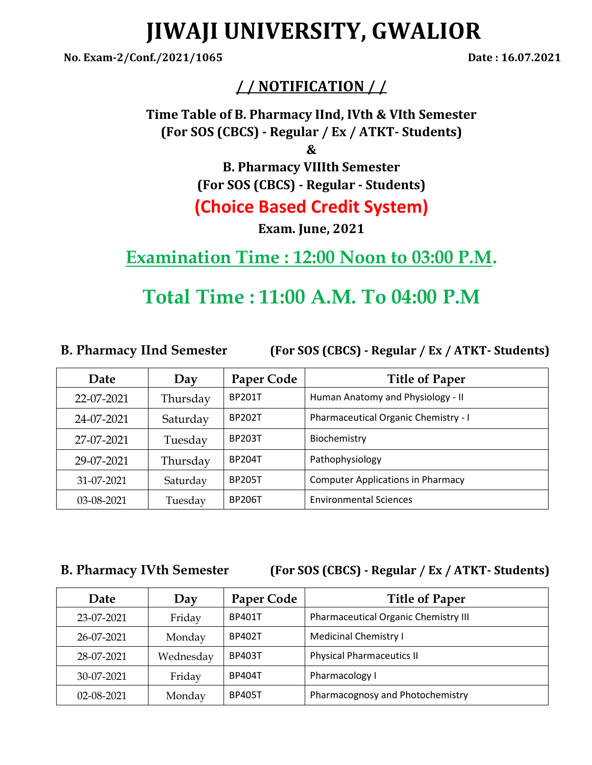# JIWAJI UNIVERSITY, GWALIOR

**No. Exam-2/Conf./2021/1065** **Date : 16.07.2021**

## / / NOTIFICATION / /

**Time Table of B. Pharmacy IInd, IVth & VIth Semester**
**(For SOS (CBCS) - Regular / Ex / ATKT- Students)**
**&**
**B. Pharmacy VIIIth Semester**
**(For SOS (CBCS) - Regular - Students)**

**(Choice Based Credit System)**

**Exam. June, 2021**

## Examination Time : 12:00 Noon to 03:00 P.M.

## Total Time : 11:00 A.M. To 04:00 P.M

**B. Pharmacy IInd Semester** **(For SOS (CBCS) - Regular / Ex / ATKT- Students)**

| Date | Day | Paper Code | Title of Paper |
|---|---|---|---|
| 22-07-2021 | Thursday | BP201T | Human Anatomy and Physiology - II |
| 24-07-2021 | Saturday | BP202T | Pharmaceutical Organic Chemistry - I |
| 27-07-2021 | Tuesday | BP203T | Biochemistry |
| 29-07-2021 | Thursday | BP204T | Pathophysiology |
| 31-07-2021 | Saturday | BP205T | Computer Applications in Pharmacy |
| 03-08-2021 | Tuesday | BP206T | Environmental Sciences |

**B. Pharmacy IVth Semester** **(For SOS (CBCS) - Regular / Ex / ATKT- Students)**

| Date | Day | Paper Code | Title of Paper |
|---|---|---|---|
| 23-07-2021 | Friday | BP401T | Pharmaceutical Organic Chemistry III |
| 26-07-2021 | Monday | BP402T | Medicinal Chemistry I |
| 28-07-2021 | Wednesday | BP403T | Physical Pharmaceutics II |
| 30-07-2021 | Friday | BP404T | Pharmacology I |
| 02-08-2021 | Monday | BP405T | Pharmacognosy and Photochemistry |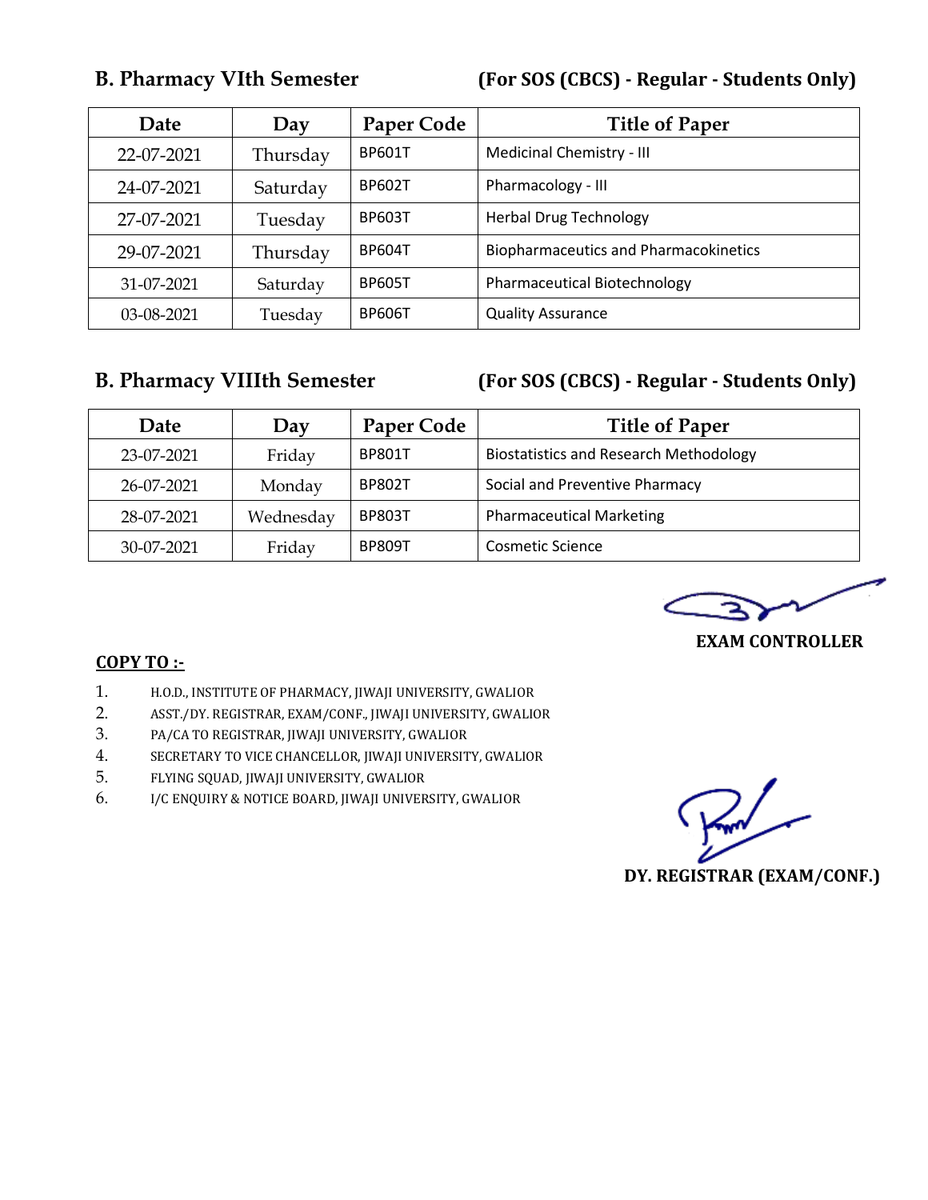**B. Pharmacy VIth Semester** **(For SOS (CBCS) - Regular - Students Only)**

| Date | Day | Paper Code | Title of Paper |
|---|---|---|---|
| 22-07-2021 | Thursday | BP601T | Medicinal Chemistry - III |
| 24-07-2021 | Saturday | BP602T | Pharmacology - III |
| 27-07-2021 | Tuesday | BP603T | Herbal Drug Technology |
| 29-07-2021 | Thursday | BP604T | Biopharmaceutics and Pharmacokinetics |
| 31-07-2021 | Saturday | BP605T | Pharmaceutical Biotechnology |
| 03-08-2021 | Tuesday | BP606T | Quality Assurance |

**B. Pharmacy VIIIth Semester** **(For SOS (CBCS) - Regular - Students Only)**

| Date | Day | Paper Code | Title of Paper |
|---|---|---|---|
| 23-07-2021 | Friday | BP801T | Biostatistics and Research Methodology |
| 26-07-2021 | Monday | BP802T | Social and Preventive Pharmacy |
| 28-07-2021 | Wednesday | BP803T | Pharmaceutical Marketing |
| 30-07-2021 | Friday | BP809T | Cosmetic Science |

**EXAM CONTROLLER**

**COPY TO :-**

1. H.O.D., INSTITUTE OF PHARMACY, JIWAJI UNIVERSITY, GWALIOR
2. ASST./DY. REGISTRAR, EXAM/CONF., JIWAJI UNIVERSITY, GWALIOR
3. PA/CA TO REGISTRAR, JIWAJI UNIVERSITY, GWALIOR
4. SECRETARY TO VICE CHANCELLOR, JIWAJI UNIVERSITY, GWALIOR
5. FLYING SQUAD, JIWAJI UNIVERSITY, GWALIOR
6. I/C ENQUIRY & NOTICE BOARD, JIWAJI UNIVERSITY, GWALIOR

**DY. REGISTRAR (EXAM/CONF.)**